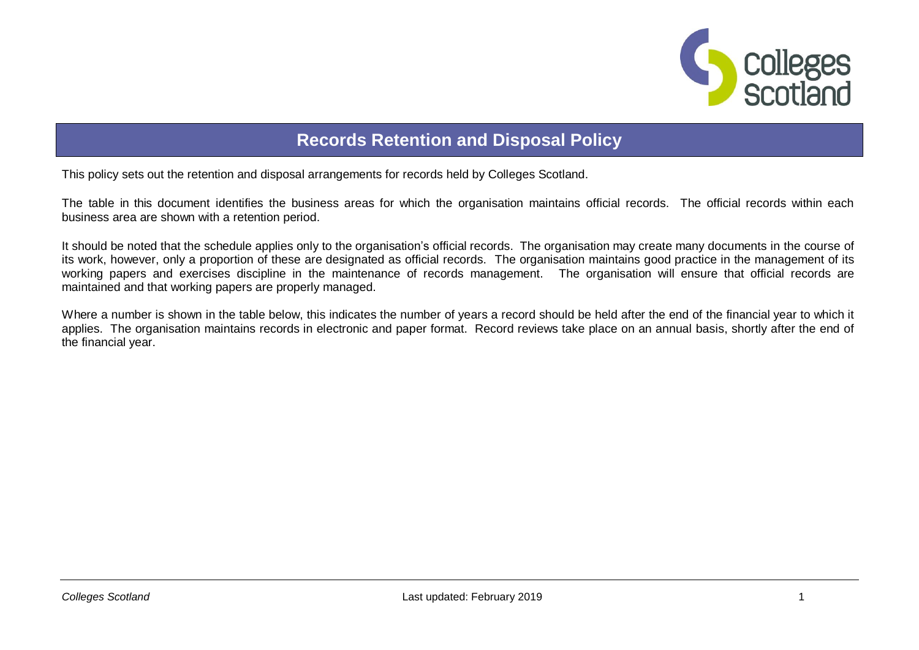# Records Retention and Disposal Policy

This policy sets out the retention and disposal arrangements for records held by Colleges Scotland.

The table in this document identifies the business areas for which the organisation maintains official records. The official records within each business area are shown with a retention period.

It should be noted that the schedule applies only to the organisation's official records. The organisation may create many documents in the course of its work, however, only a proportion of these are designated as official records. The organisation maintains good practice in the management of its working papers and exercises discipline in the maintenance of records management. The organisation will ensure that official records are maintained and that working papers are properly managed.

Where a number is shown in the table below, this indicates the number of years a record should be held after the end of the financial year to which it applies. The organisation maintains records in electronic and paper format. Record reviews take place on an annual basis, shortly after the end of the financial year.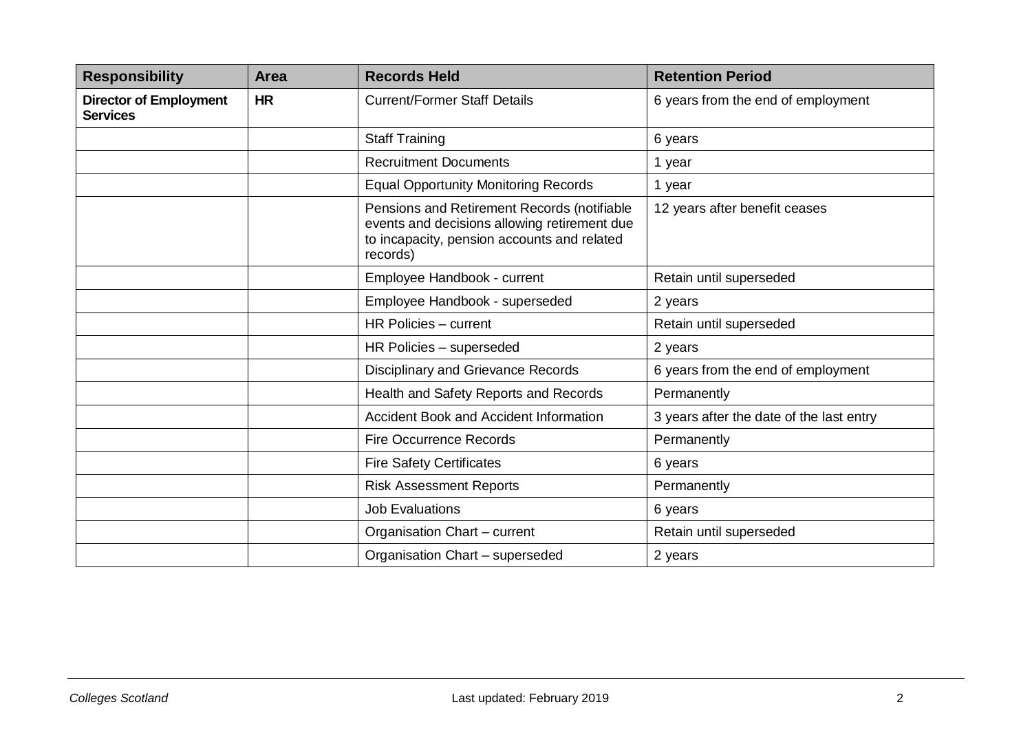| Responsibility | Area | Records Held | Retention Period |
|---|---|---|---|
| **Director of Employment Services** | **HR** | Current/Former Staff Details | 6 years from the end of employment |
| | | Staff Training | 6 years |
| | | Recruitment Documents | 1 year |
| | | Equal Opportunity Monitoring Records | 1 year |
| | | Pensions and Retirement Records (notifiable events and decisions allowing retirement due to incapacity, pension accounts and related records) | 12 years after benefit ceases |
| | | Employee Handbook - current | Retain until superseded |
| | | Employee Handbook - superseded | 2 years |
| | | HR Policies – current | Retain until superseded |
| | | HR Policies – superseded | 2 years |
| | | Disciplinary and Grievance Records | 6 years from the end of employment |
| | | Health and Safety Reports and Records | Permanently |
| | | Accident Book and Accident Information | 3 years after the date of the last entry |
| | | Fire Occurrence Records | Permanently |
| | | Fire Safety Certificates | 6 years |
| | | Risk Assessment Reports | Permanently |
| | | Job Evaluations | 6 years |
| | | Organisation Chart – current | Retain until superseded |
| | | Organisation Chart – superseded | 2 years |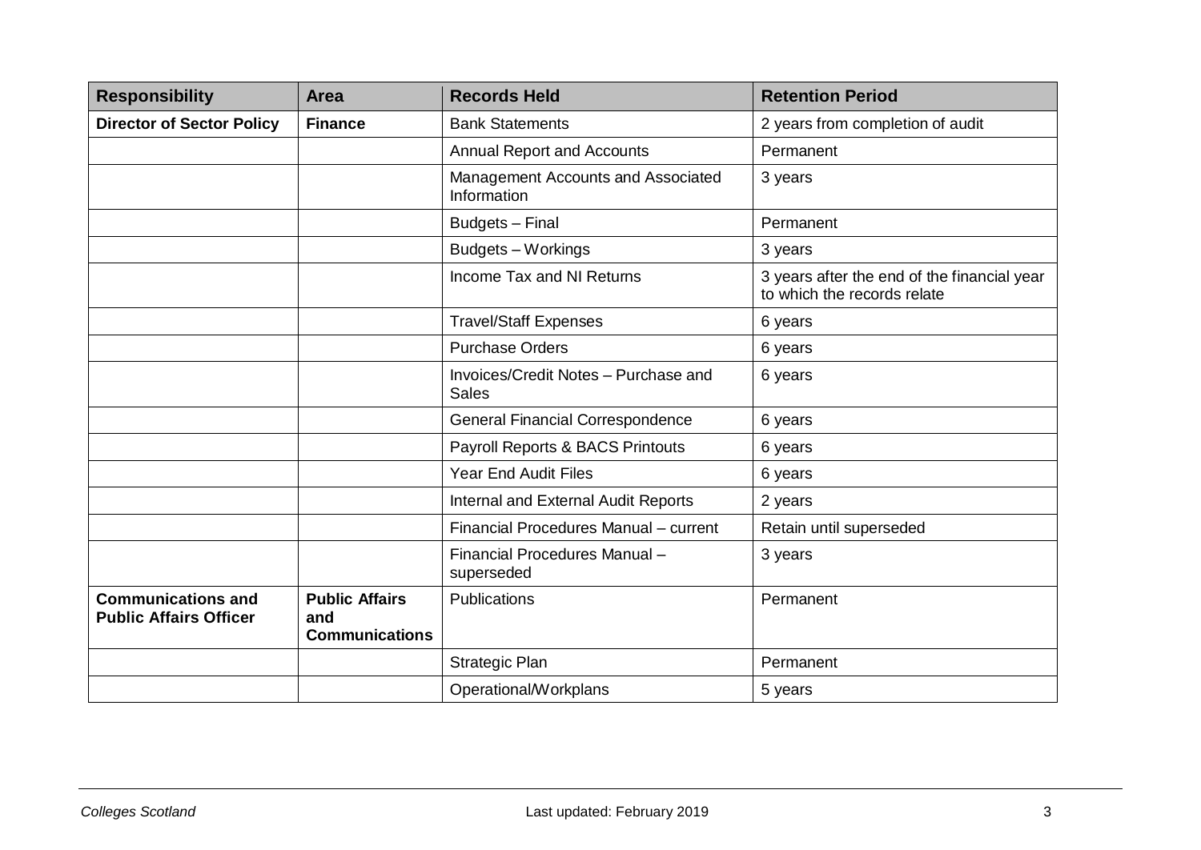| Responsibility | Area | Records Held | Retention Period |
| --- | --- | --- | --- |
| **Director of Sector Policy** | **Finance** | Bank Statements | 2 years from completion of audit |
| | | Annual Report and Accounts | Permanent |
| | | Management Accounts and Associated Information | 3 years |
| | | Budgets – Final | Permanent |
| | | Budgets – Workings | 3 years |
| | | Income Tax and NI Returns | 3 years after the end of the financial year to which the records relate |
| | | Travel/Staff Expenses | 6 years |
| | | Purchase Orders | 6 years |
| | | Invoices/Credit Notes – Purchase and Sales | 6 years |
| | | General Financial Correspondence | 6 years |
| | | Payroll Reports & BACS Printouts | 6 years |
| | | Year End Audit Files | 6 years |
| | | Internal and External Audit Reports | 2 years |
| | | Financial Procedures Manual – current | Retain until superseded |
| | | Financial Procedures Manual – superseded | 3 years |
| **Communications and Public Affairs Officer** | **Public Affairs and Communications** | Publications | Permanent |
| | | Strategic Plan | Permanent |
| | | Operational/Workplans | 5 years |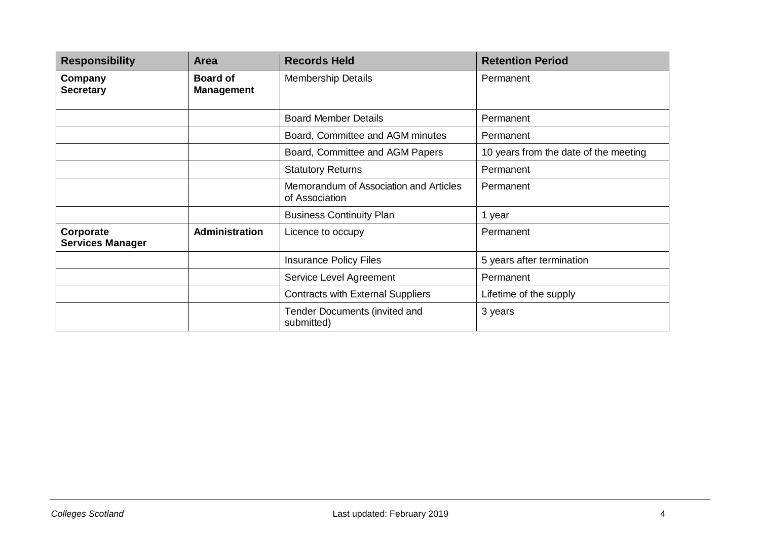| Responsibility | Area | Records Held | Retention Period |
|---|---|---|---|
| **Company Secretary** | **Board of Management** | Membership Details | Permanent |
| | | Board Member Details | Permanent |
| | | Board, Committee and AGM minutes | Permanent |
| | | Board, Committee and AGM Papers | 10 years from the date of the meeting |
| | | Statutory Returns | Permanent |
| | | Memorandum of Association and Articles of Association | Permanent |
| | | Business Continuity Plan | 1 year |
| **Corporate Services Manager** | **Administration** | Licence to occupy | Permanent |
| | | Insurance Policy Files | 5 years after termination |
| | | Service Level Agreement | Permanent |
| | | Contracts with External Suppliers | Lifetime of the supply |
| | | Tender Documents (invited and submitted) | 3 years |